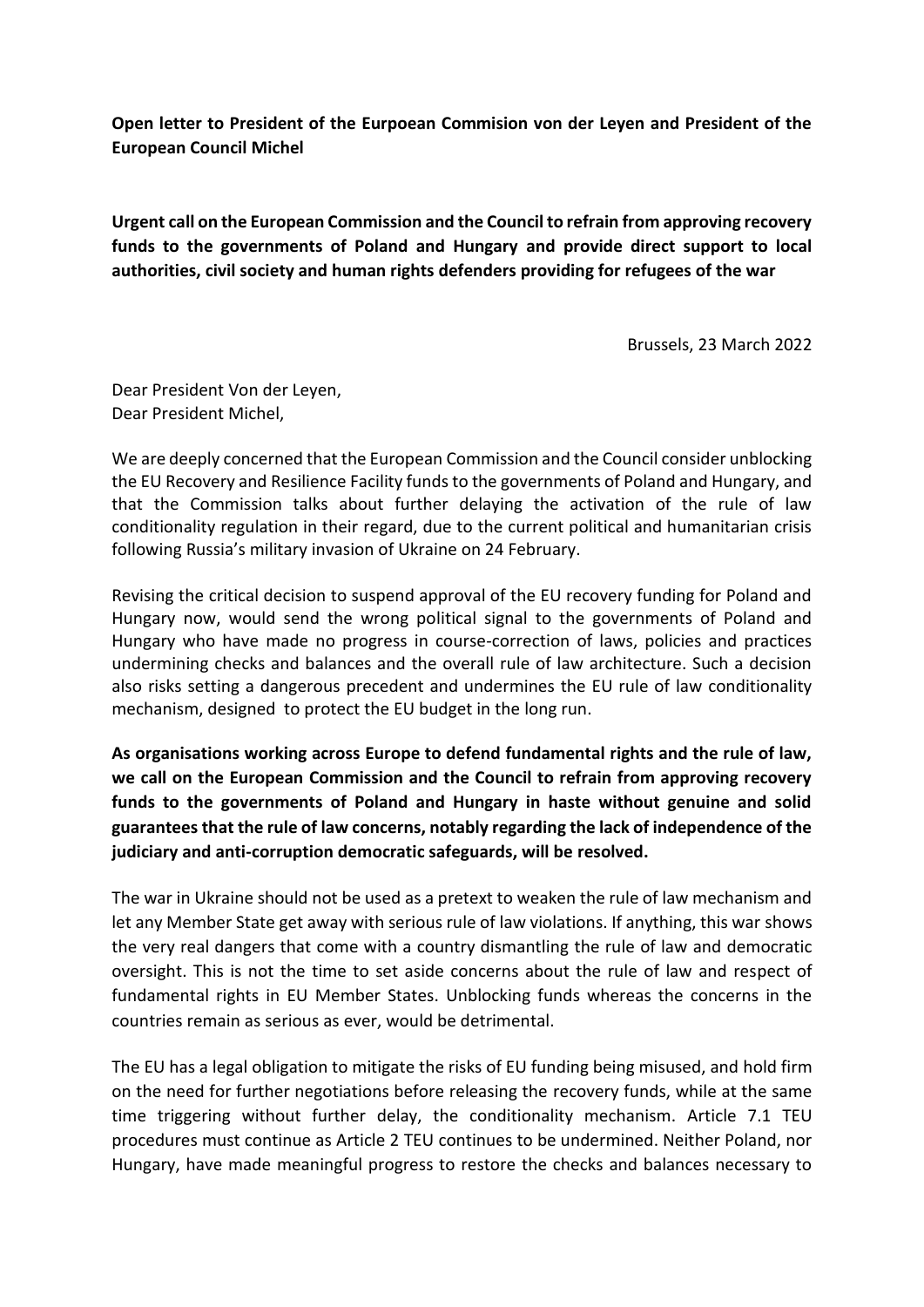**Open letter to President of the Eurpoean Commision von der Leyen and President of the European Council Michel**

**Urgent call on the European Commission and the Council to refrain from approving recovery funds to the governments of Poland and Hungary and provide direct support to local authorities, civil society and human rights defenders providing for refugees of the war**

Brussels, 23 March 2022

Dear President Von der Leyen,
Dear President Michel,

We are deeply concerned that the European Commission and the Council consider unblocking the EU Recovery and Resilience Facility funds to the governments of Poland and Hungary, and that the Commission talks about further delaying the activation of the rule of law conditionality regulation in their regard, due to the current political and humanitarian crisis following Russia's military invasion of Ukraine on 24 February.

Revising the critical decision to suspend approval of the EU recovery funding for Poland and Hungary now, would send the wrong political signal to the governments of Poland and Hungary who have made no progress in course-correction of laws, policies and practices undermining checks and balances and the overall rule of law architecture. Such a decision also risks setting a dangerous precedent and undermines the EU rule of law conditionality mechanism, designed to protect the EU budget in the long run.

**As organisations working across Europe to defend fundamental rights and the rule of law, we call on the European Commission and the Council to refrain from approving recovery funds to the governments of Poland and Hungary in haste without genuine and solid guarantees that the rule of law concerns, notably regarding the lack of independence of the judiciary and anti-corruption democratic safeguards, will be resolved.**

The war in Ukraine should not be used as a pretext to weaken the rule of law mechanism and let any Member State get away with serious rule of law violations. If anything, this war shows the very real dangers that come with a country dismantling the rule of law and democratic oversight. This is not the time to set aside concerns about the rule of law and respect of fundamental rights in EU Member States. Unblocking funds whereas the concerns in the countries remain as serious as ever, would be detrimental.

The EU has a legal obligation to mitigate the risks of EU funding being misused, and hold firm on the need for further negotiations before releasing the recovery funds, while at the same time triggering without further delay, the conditionality mechanism. Article 7.1 TEU procedures must continue as Article 2 TEU continues to be undermined. Neither Poland, nor Hungary, have made meaningful progress to restore the checks and balances necessary to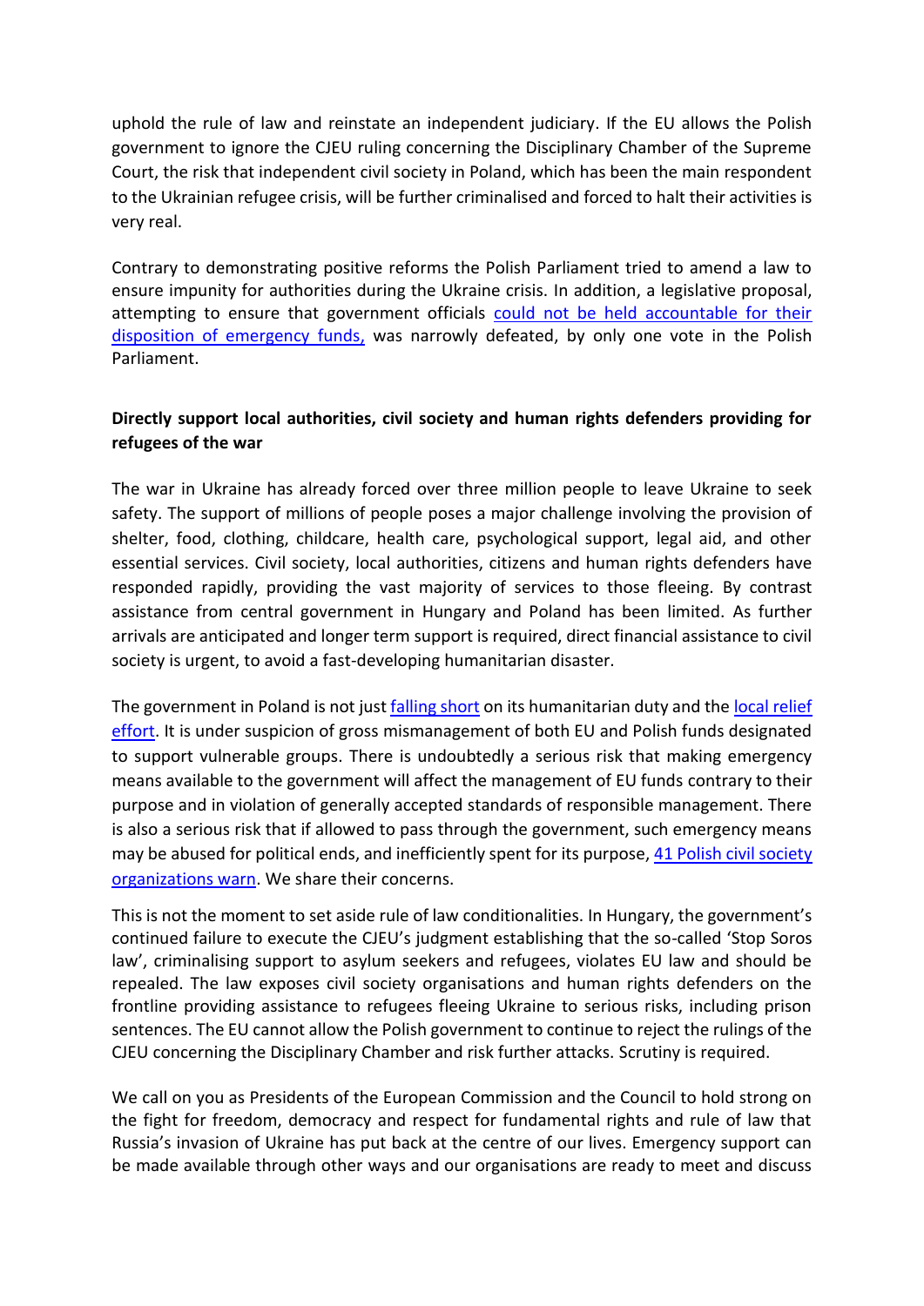uphold the rule of law and reinstate an independent judiciary. If the EU allows the Polish government to ignore the CJEU ruling concerning the Disciplinary Chamber of the Supreme Court, the risk that independent civil society in Poland, which has been the main respondent to the Ukrainian refugee crisis, will be further criminalised and forced to halt their activities is very real.

Contrary to demonstrating positive reforms the Polish Parliament tried to amend a law to ensure impunity for authorities during the Ukraine crisis. In addition, a legislative proposal, attempting to ensure that government officials could not be held accountable for their disposition of emergency funds, was narrowly defeated, by only one vote in the Polish Parliament.

**Directly support local authorities, civil society and human rights defenders providing for refugees of the war**

The war in Ukraine has already forced over three million people to leave Ukraine to seek safety. The support of millions of people poses a major challenge involving the provision of shelter, food, clothing, childcare, health care, psychological support, legal aid, and other essential services. Civil society, local authorities, citizens and human rights defenders have responded rapidly, providing the vast majority of services to those fleeing. By contrast assistance from central government in Hungary and Poland has been limited. As further arrivals are anticipated and longer term support is required, direct financial assistance to civil society is urgent, to avoid a fast-developing humanitarian disaster.

The government in Poland is not just falling short on its humanitarian duty and the local relief effort. It is under suspicion of gross mismanagement of both EU and Polish funds designated to support vulnerable groups. There is undoubtedly a serious risk that making emergency means available to the government will affect the management of EU funds contrary to their purpose and in violation of generally accepted standards of responsible management. There is also a serious risk that if allowed to pass through the government, such emergency means may be abused for political ends, and inefficiently spent for its purpose, 41 Polish civil society organizations warn. We share their concerns.

This is not the moment to set aside rule of law conditionalities. In Hungary, the government's continued failure to execute the CJEU's judgment establishing that the so-called 'Stop Soros law', criminalising support to asylum seekers and refugees, violates EU law and should be repealed. The law exposes civil society organisations and human rights defenders on the frontline providing assistance to refugees fleeing Ukraine to serious risks, including prison sentences. The EU cannot allow the Polish government to continue to reject the rulings of the CJEU concerning the Disciplinary Chamber and risk further attacks. Scrutiny is required.

We call on you as Presidents of the European Commission and the Council to hold strong on the fight for freedom, democracy and respect for fundamental rights and rule of law that Russia's invasion of Ukraine has put back at the centre of our lives. Emergency support can be made available through other ways and our organisations are ready to meet and discuss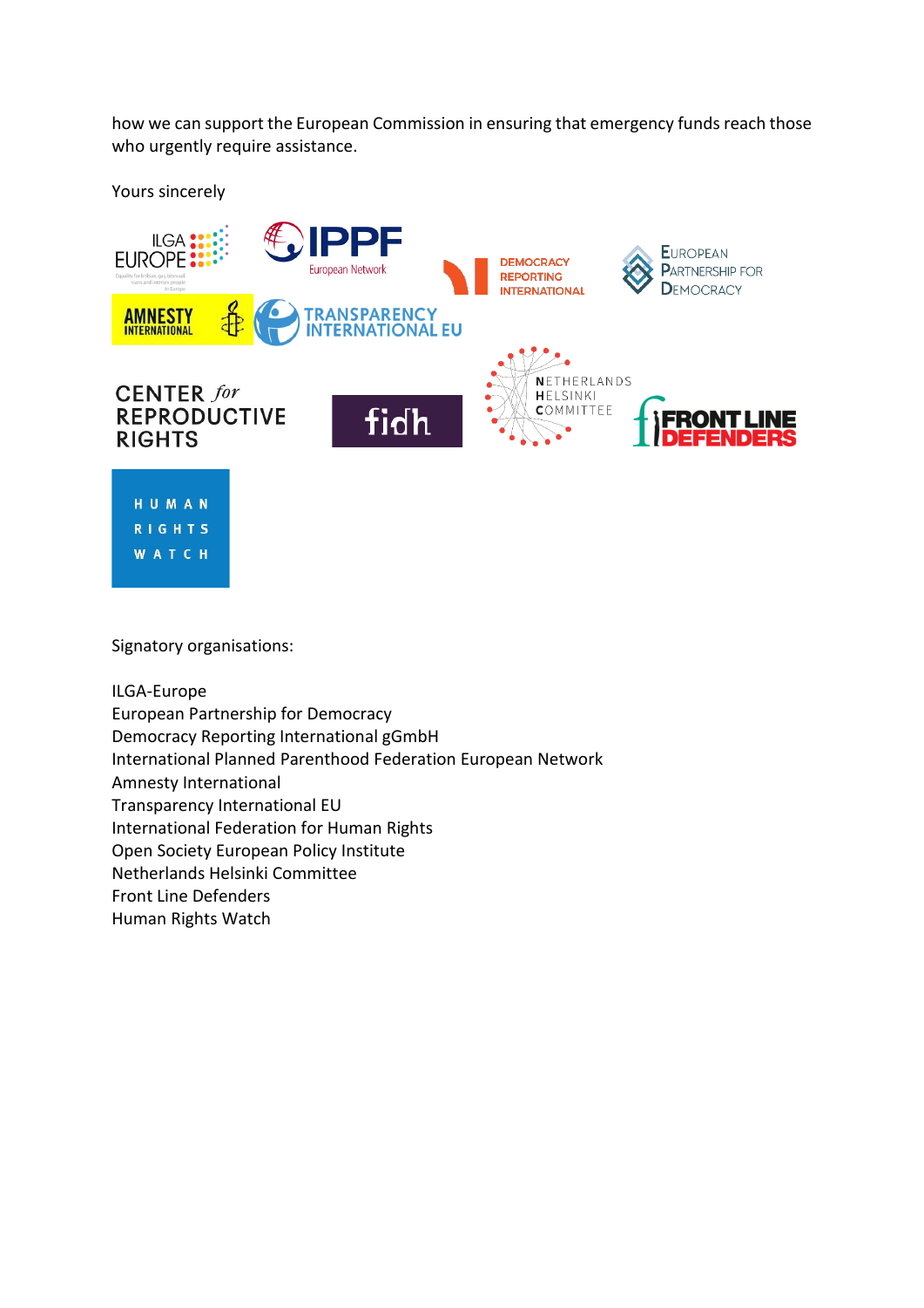how we can support the European Commission in ensuring that emergency funds reach those who urgently require assistance.

Yours sincerely

Signatory organisations:

ILGA-Europe
European Partnership for Democracy
Democracy Reporting International gGmbH
International Planned Parenthood Federation European Network
Amnesty International
Transparency International EU
International Federation for Human Rights
Open Society European Policy Institute
Netherlands Helsinki Committee
Front Line Defenders
Human Rights Watch